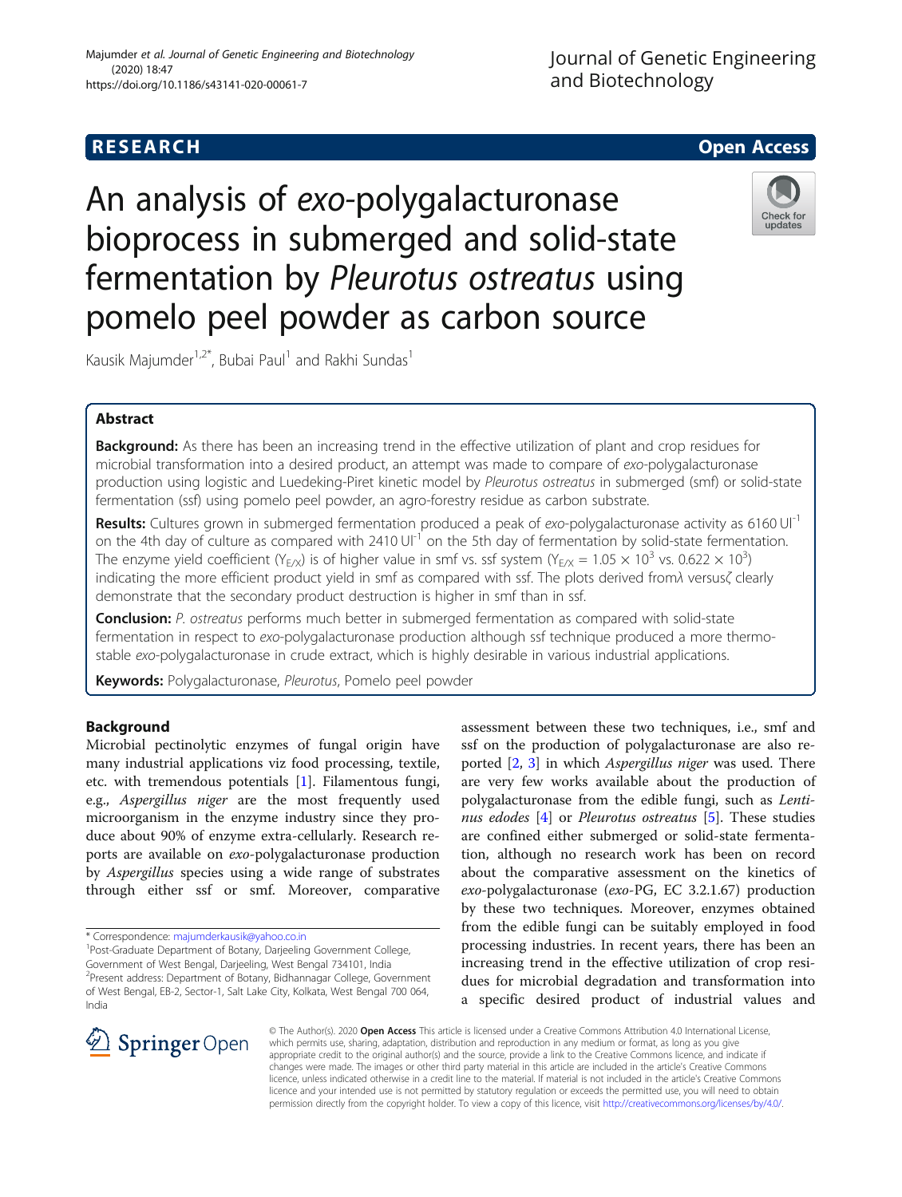RESEARCH Open Access

# An analysis of *exo*-polygalacturonase bioprocess in submerged and solid-state fermentation by *Pleurotus ostreatus* using pomelo peel powder as carbon source

Kausik Majumder[1,2*], Bubai Paul[1] and Rakhi Sundas[1]

## Abstract

**Background:** As there has been an increasing trend in the effective utilization of plant and crop residues for microbial transformation into a desired product, an attempt was made to compare of *exo*-polygalacturonase production using logistic and Luedeking-Piret kinetic model by *Pleurotus ostreatus* in submerged (smf) or solid-state fermentation (ssf) using pomelo peel powder, an agro-forestry residue as carbon substrate.

**Results:** Cultures grown in submerged fermentation produced a peak of *exo*-polygalacturonase activity as 6160 $Ul^{-1}$ on the 4th day of culture as compared with 2410 $Ul^{-1}$ on the 5th day of fermentation by solid-state fermentation. The enzyme yield coefficient ($Y_{E/X}$) is of higher value in smf vs. ssf system ($Y_{E/X} = 1.05 \times 10^3$ vs. $0.622 \times 10^3$) indicating the more efficient product yield in smf as compared with ssf. The plots derived from$\lambda$ versus$\zeta$ clearly demonstrate that the secondary product destruction is higher in smf than in ssf.

**Conclusion:** *P. ostreatus* performs much better in submerged fermentation as compared with solid-state fermentation in respect to *exo*-polygalacturonase production although ssf technique produced a more thermo-stable *exo*-polygalacturonase in crude extract, which is highly desirable in various industrial applications.

**Keywords:** Polygalacturonase, *Pleurotus*, Pomelo peel powder

## Background

Microbial pectinolytic enzymes of fungal origin have many industrial applications viz food processing, textile, etc. with tremendous potentials [1]. Filamentous fungi, e.g., *Aspergillus niger* are the most frequently used microorganism in the enzyme industry since they produce about 90% of enzyme extra-cellularly. Research reports are available on *exo*-polygalacturonase production by *Aspergillus* species using a wide range of substrates through either ssf or smf. Moreover, comparative assessment between these two techniques, i.e., smf and ssf on the production of polygalacturonase are also reported [2, 3] in which *Aspergillus niger* was used. There are very few works available about the production of polygalacturonase from the edible fungi, such as *Lentinus edodes* [4] or *Pleurotus ostreatus* [5]. These studies are confined either submerged or solid-state fermentation, although no research work has been on record about the comparative assessment on the kinetics of *exo*-polygalacturonase (*exo*-PG, EC 3.2.1.67) production by these two techniques. Moreover, enzymes obtained from the edible fungi can be suitably employed in food processing industries. In recent years, there has been an increasing trend in the effective utilization of crop residues for microbial degradation and transformation into a specific desired product of industrial values and

* Correspondence: majumderkausik@yahoo.co.in
[1]Post-Graduate Department of Botany, Darjeeling Government College, Government of West Bengal, Darjeeling, West Bengal 734101, India
[2]Present address: Department of Botany, Bidhannagar College, Government of West Bengal, EB-2, Sector-1, Salt Lake City, Kolkata, West Bengal 700 064, India

© The Author(s). 2020 **Open Access** This article is licensed under a Creative Commons Attribution 4.0 International License, which permits use, sharing, adaptation, distribution and reproduction in any medium or format, as long as you give appropriate credit to the original author(s) and the source, provide a link to the Creative Commons licence, and indicate if changes were made. The images or other third party material in this article are included in the article's Creative Commons licence, unless indicated otherwise in a credit line to the material. If material is not included in the article's Creative Commons licence and your intended use is not permitted by statutory regulation or exceeds the permitted use, you will need to obtain permission directly from the copyright holder. To view a copy of this licence, visit http://creativecommons.org/licenses/by/4.0/.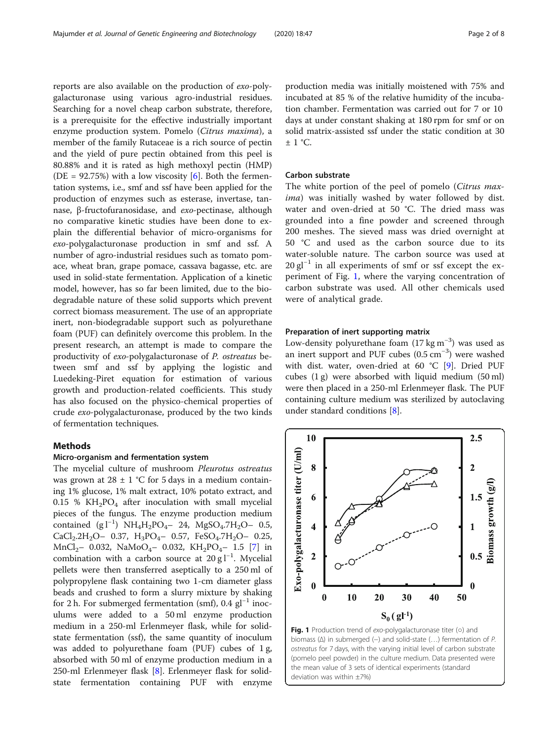reports are also available on the production of *exo*-polygalacturonase using various agro-industrial residues. Searching for a novel cheap carbon substrate, therefore, is a prerequisite for the effective industrially important enzyme production system. Pomelo (*Citrus maxima*), a member of the family Rutaceae is a rich source of pectin and the yield of pure pectin obtained from this peel is 80.88% and it is rated as high methoxyl pectin (HMP) (DE = 92.75%) with a low viscosity [6]. Both the fermentation systems, i.e., smf and ssf have been applied for the production of enzymes such as esterase, invertase, tannase, β-fructofuranosidase, and *exo*-pectinase, although no comparative kinetic studies have been done to explain the differential behavior of micro-organisms for *exo*-polygalacturonase production in smf and ssf. A number of agro-industrial residues such as tomato pomace, wheat bran, grape pomace, cassava bagasse, etc. are used in solid-state fermentation. Application of a kinetic model, however, has so far been limited, due to the biodegradable nature of these solid supports which prevent correct biomass measurement. The use of an appropriate inert, non-biodegradable support such as polyurethane foam (PUF) can definitely overcome this problem. In the present research, an attempt is made to compare the productivity of *exo*-polygalacturonase of *P. ostreatus* between smf and ssf by applying the logistic and Luedeking-Piret equation for estimation of various growth and production-related coefficients. This study has also focused on the physico-chemical properties of crude *exo*-polygalacturonase, produced by the two kinds of fermentation techniques.

## Methods

### Micro-organism and fermentation system

The mycelial culture of mushroom *Pleurotus ostreatus* was grown at 28 ± 1 °C for 5 days in a medium containing 1% glucose, 1% malt extract, 10% potato extract, and 0.15 % $KH_2PO_4$ after inoculation with small mycelial pieces of the fungus. The enzyme production medium contained ($g\,l^{-1}$) $NH_4H_2PO_4$– 24, $MgSO_4.7H_2O$– 0.5, $CaCl_2.2H_2O$– 0.37, $H_3PO_4$– 0.57, $FeSO_4.7H_2O$– 0.25, $MnCl_2$– 0.032, $NaMoO_4$– 0.032, $KH_2PO_4$– 1.5 [7] in combination with a carbon source at $20\,g\,l^{-1}$. Mycelial pellets were then transferred aseptically to a 250 ml of polypropylene flask containing two 1-cm diameter glass beads and crushed to form a slurry mixture by shaking for 2 h. For submerged fermentation (smf), 0.4 $gl^{-1}$ inoculums were added to a 50 ml enzyme production medium in a 250-ml Erlenmeyer flask, while for solid-state fermentation (ssf), the same quantity of inoculum was added to polyurethane foam (PUF) cubes of 1 g, absorbed with 50 ml of enzyme production medium in a 250-ml Erlenmeyer flask [8]. Erlenmeyer flask for solid-state fermentation containing PUF with enzyme production media was initially moistened with 75% and incubated at 85 % of the relative humidity of the incubation chamber. Fermentation was carried out for 7 or 10 days at under constant shaking at 180 rpm for smf or on solid matrix-assisted ssf under the static condition at 30 ± 1 °C.

### Carbon substrate

The white portion of the peel of pomelo (*Citrus maxima*) was initially washed by water followed by dist. water and oven-dried at 50 °C. The dried mass was grounded into a fine powder and screened through 200 meshes. The sieved mass was dried overnight at 50 °C and used as the carbon source due to its water-soluble nature. The carbon source was used at 20 $gl^{-1}$ in all experiments of smf or ssf except the experiment of Fig. 1, where the varying concentration of carbon substrate was used. All other chemicals used were of analytical grade.

### Preparation of inert supporting matrix

Low-density polyurethane foam (17 $kg\,m^{-3}$) was used as an inert support and PUF cubes (0.5 $cm^{-3}$) were washed with dist. water, oven-dried at 60 °C [9]. Dried PUF cubes (1 g) were absorbed with liquid medium (50 ml) were then placed in a 250-ml Erlenmeyer flask. The PUF containing culture medium was sterilized by autoclaving under standard conditions [8].

**Fig. 1** Production trend of *exo*-polygalacturonase titer (○) and biomass (Δ) in submerged (–) and solid-state (…) fermentation of *P. ostreatus* for 7 days, with the varying initial level of carbon substrate (pomelo peel powder) in the culture medium. Data presented were the mean value of 3 sets of identical experiments (standard deviation was within ±7%)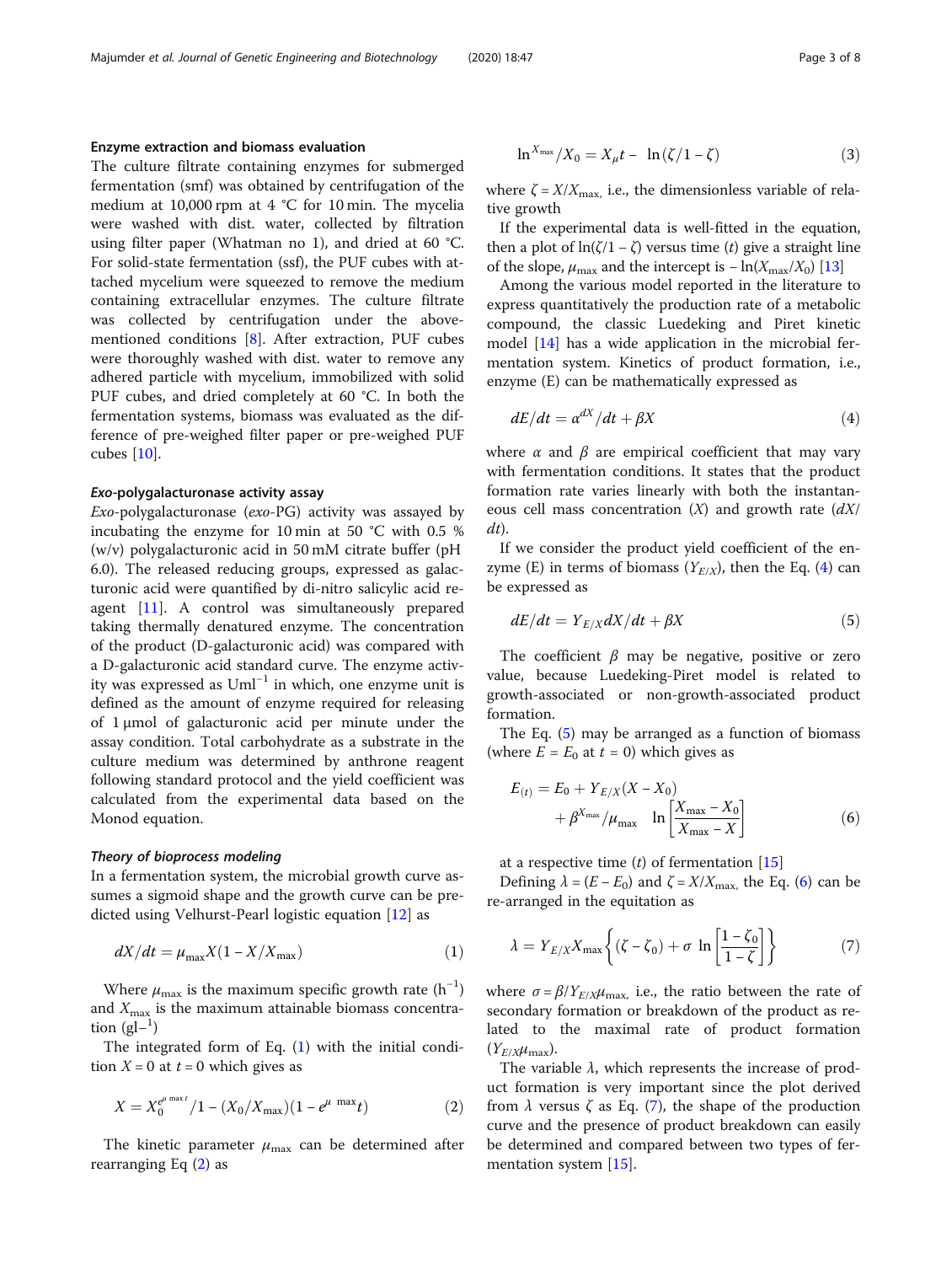### Enzyme extraction and biomass evaluation

The culture filtrate containing enzymes for submerged fermentation (smf) was obtained by centrifugation of the medium at 10,000 rpm at 4 °C for 10 min. The mycelia were washed with dist. water, collected by filtration using filter paper (Whatman no 1), and dried at 60 °C. For solid-state fermentation (ssf), the PUF cubes with attached mycelium were squeezed to remove the medium containing extracellular enzymes. The culture filtrate was collected by centrifugation under the above-mentioned conditions [8]. After extraction, PUF cubes were thoroughly washed with dist. water to remove any adhered particle with mycelium, immobilized with solid PUF cubes, and dried completely at 60 °C. In both the fermentation systems, biomass was evaluated as the difference of pre-weighed filter paper or pre-weighed PUF cubes [10].

### *Exo*-polygalacturonase activity assay

*Exo*-polygalacturonase (*exo*-PG) activity was assayed by incubating the enzyme for 10 min at 50 °C with 0.5 % (w/v) polygalacturonic acid in 50 mM citrate buffer (pH 6.0). The released reducing groups, expressed as galacturonic acid were quantified by di-nitro salicylic acid reagent [11]. A control was simultaneously prepared taking thermally denatured enzyme. The concentration of the product (D-galacturonic acid) was compared with a D-galacturonic acid standard curve. The enzyme activity was expressed as $\mathrm{U ml^{-1}}$ in which, one enzyme unit is defined as the amount of enzyme required for releasing of 1 μmol of galacturonic acid per minute under the assay condition. Total carbohydrate as a substrate in the culture medium was determined by anthrone reagent following standard protocol and the yield coefficient was calculated from the experimental data based on the Monod equation.

### *Theory of bioprocess modeling*

In a fermentation system, the microbial growth curve assumes a sigmoid shape and the growth curve can be predicted using Velhurst-Pearl logistic equation [12] as

$$dX/dt = \mu_{\max} X(1 - X/X_{\max}) \tag{1}$$

Where $\mu_{\max}$ is the maximum specific growth rate ($\mathrm{h^{-1}}$) and $X_{\max}$ is the maximum attainable biomass concentration ($\mathrm{gl^{-1}}$)

The integrated form of Eq. (1) with the initial condition $X = 0$ at $t = 0$ which gives as

$$X = X_0^{e^{\mu\max t}} / 1 - (X_0/X_{\max})(1 - e^{\mu\ \max} t) \tag{2}$$

The kinetic parameter $\mu_{\max}$ can be determined after rearranging Eq (2) as

$$\ln^{X_{\max}}/X_0 = X_\mu t - \ln(\zeta/1 - \zeta) \tag{3}$$

where $\zeta = X/X_{\max,}$ i.e., the dimensionless variable of relative growth

If the experimental data is well-fitted in the equation, then a plot of $\ln(\zeta/1 - \zeta)$ versus time ($t$) give a straight line of the slope, $\mu_{\max}$ and the intercept is $-\ln(X_{\max}/X_0)$ [13]

Among the various model reported in the literature to express quantitatively the production rate of a metabolic compound, the classic Luedeking and Piret kinetic model [14] has a wide application in the microbial fermentation system. Kinetics of product formation, i.e., enzyme (E) can be mathematically expressed as

$$dE/dt = \alpha^{dX}/dt + \beta X \tag{4}$$

where $\alpha$ and $\beta$ are empirical coefficient that may vary with fermentation conditions. It states that the product formation rate varies linearly with both the instantaneous cell mass concentration ($X$) and growth rate ($dX/dt$).

If we consider the product yield coefficient of the enzyme (E) in terms of biomass ($Y_{E/X}$), then the Eq. (4) can be expressed as

$$dE/dt = Y_{E/X} dX/dt + \beta X \tag{5}$$

The coefficient $\beta$ may be negative, positive or zero value, because Luedeking-Piret model is related to growth-associated or non-growth-associated product formation.

The Eq. (5) may be arranged as a function of biomass (where $E = E_0$ at $t = 0$) which gives as

$$E_{(t)} = E_0 + Y_{E/X}(X - X_0) + \beta^{X_{\max}}/\mu_{\max} \quad \ln\left[\frac{X_{\max} - X_0}{X_{\max} - X}\right] \tag{6}$$

at a respective time ($t$) of fermentation [15]

Defining $\lambda = (E - E_0)$ and $\zeta = X/X_{\max,}$ the Eq. (6) can be re-arranged in the equitation as

$$\lambda = Y_{E/X} X_{\max} \left\{(\zeta - \zeta_0) + \sigma \ \ln\left[\frac{1 - \zeta_0}{1 - \zeta}\right]\right\} \tag{7}$$

where $\sigma = \beta / Y_{E/X}\mu_{\max,}$ i.e., the ratio between the rate of secondary formation or breakdown of the product as related to the maximal rate of product formation ($Y_{E/X}\mu_{\max}$).

The variable $\lambda$, which represents the increase of product formation is very important since the plot derived from $\lambda$ versus $\zeta$ as Eq. (7), the shape of the production curve and the presence of product breakdown can easily be determined and compared between two types of fermentation system [15].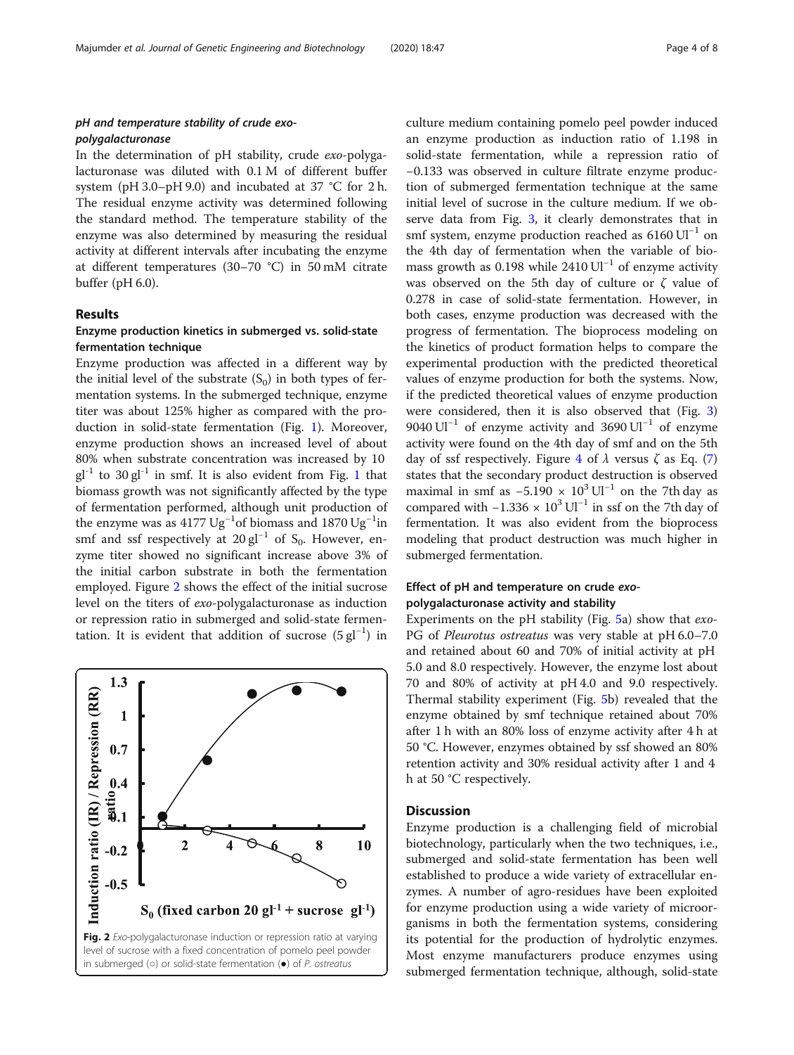### pH and temperature stability of crude *exo*-polygalacturonase

In the determination of pH stability, crude *exo*-polygalacturonase was diluted with 0.1 M of different buffer system (pH 3.0–pH 9.0) and incubated at 37 °C for 2 h. The residual enzyme activity was determined following the standard method. The temperature stability of the enzyme was also determined by measuring the residual activity at different intervals after incubating the enzyme at different temperatures (30–70 °C) in 50 mM citrate buffer (pH 6.0).

## Results

### Enzyme production kinetics in submerged vs. solid-state fermentation technique

Enzyme production was affected in a different way by the initial level of the substrate ($S_0$) in both types of fermentation systems. In the submerged technique, enzyme titer was about 125% higher as compared with the production in solid-state fermentation (Fig. 1). Moreover, enzyme production shows an increased level of about 80% when substrate concentration was increased by 10 $gl^{-1}$ to 30 $gl^{-1}$ in smf. It is also evident from Fig. 1 that biomass growth was not significantly affected by the type of fermentation performed, although unit production of the enzyme was as 4177 $Ug^{-1}$of biomass and 1870 $Ug^{-1}$in smf and ssf respectively at 20 $gl^{-1}$ of $S_0$. However, enzyme titer showed no significant increase above 3% of the initial carbon substrate in both the fermentation employed. Figure 2 shows the effect of the initial sucrose level on the titers of *exo*-polygalacturonase as induction or repression ratio in submerged and solid-state fermentation. It is evident that addition of sucrose (5 $gl^{-1}$) in culture medium containing pomelo peel powder induced an enzyme production as induction ratio of 1.198 in solid-state fermentation, while a repression ratio of −0.133 was observed in culture filtrate enzyme production of submerged fermentation technique at the same initial level of sucrose in the culture medium. If we observe data from Fig. 3, it clearly demonstrates that in smf system, enzyme production reached as 6160 $Ul^{-1}$ on the 4th day of fermentation when the variable of biomass growth as 0.198 while 2410 $Ul^{-1}$ of enzyme activity was observed on the 5th day of culture or $\zeta$ value of 0.278 in case of solid-state fermentation. However, in both cases, enzyme production was decreased with the progress of fermentation. The bioprocess modeling on the kinetics of product formation helps to compare the experimental production with the predicted theoretical values of enzyme production for both the systems. Now, if the predicted theoretical values of enzyme production were considered, then it is also observed that (Fig. 3) 9040 $Ul^{-1}$ of enzyme activity and 3690 $Ul^{-1}$ of enzyme activity were found on the 4th day of smf and on the 5th day of ssf respectively. Figure 4 of $\lambda$ versus $\zeta$ as Eq. (7) states that the secondary product destruction is observed maximal in smf as $-5.190 \times 10^3$ $Ul^{-1}$ on the 7th day as compared with $-1.336 \times 10^3$ $Ul^{-1}$ in ssf on the 7th day of fermentation. It was also evident from the bioprocess modeling that product destruction was much higher in submerged fermentation.

**Fig. 2** *Exo*-polygalacturonase induction or repression ratio at varying level of sucrose with a fixed concentration of pomelo peel powder in submerged (○) or solid-state fermentation (●) of *P. ostreatus*

### Effect of pH and temperature on crude *exo*-polygalacturonase activity and stability

Experiments on the pH stability (Fig. 5a) show that *exo*-PG of *Pleurotus ostreatus* was very stable at pH 6.0–7.0 and retained about 60 and 70% of initial activity at pH 5.0 and 8.0 respectively. However, the enzyme lost about 70 and 80% of activity at pH 4.0 and 9.0 respectively. Thermal stability experiment (Fig. 5b) revealed that the enzyme obtained by smf technique retained about 70% after 1 h with an 80% loss of enzyme activity after 4 h at 50 °C. However, enzymes obtained by ssf showed an 80% retention activity and 30% residual activity after 1 and 4 h at 50 °C respectively.

## Discussion

Enzyme production is a challenging field of microbial biotechnology, particularly when the two techniques, i.e., submerged and solid-state fermentation has been well established to produce a wide variety of extracellular enzymes. A number of agro-residues have been exploited for enzyme production using a wide variety of microorganisms in both the fermentation systems, considering its potential for the production of hydrolytic enzymes. Most enzyme manufacturers produce enzymes using submerged fermentation technique, although, solid-state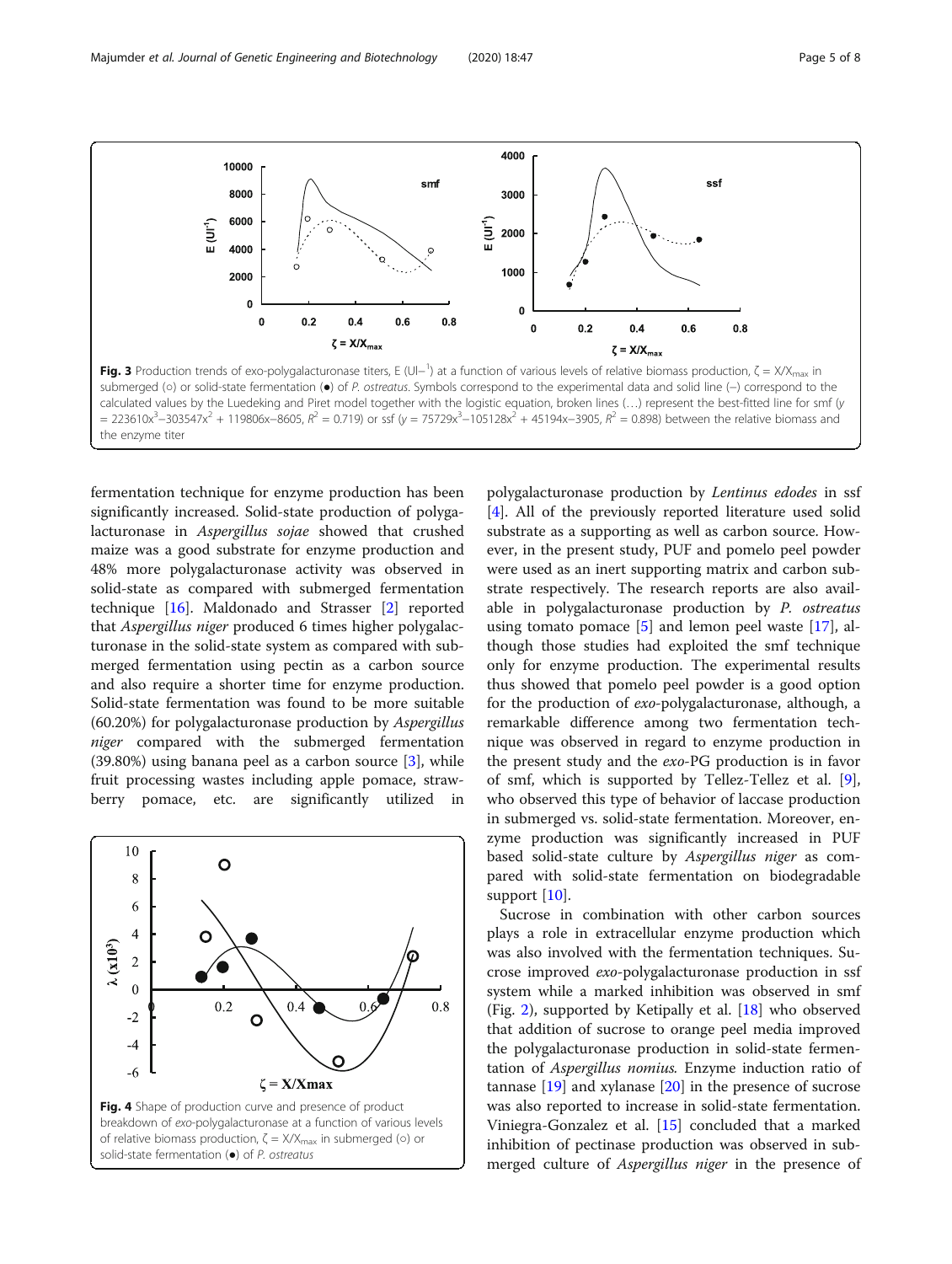**Fig. 3** Production trends of exo-polygalacturonase titers, E ($Ul^{-1}$) at a function of various levels of relative biomass production, $\zeta = X/X_{max}$ in submerged (○) or solid-state fermentation (●) of *P. ostreatus*. Symbols correspond to the experimental data and solid line (–) correspond to the calculated values by the Luedeking and Piret model together with the logistic equation, broken lines (…) represent the best-fitted line for smf ($y = 223610x^3–303547x^2 + 119806x–8605$, $R^2 = 0.719$) or ssf ($y = 75729x^3–105128x^2 + 45194x–3905$, $R^2 = 0.898$) between the relative biomass and the enzyme titer

fermentation technique for enzyme production has been significantly increased. Solid-state production of polygalacturonase in *Aspergillus sojae* showed that crushed maize was a good substrate for enzyme production and 48% more polygalacturonase activity was observed in solid-state as compared with submerged fermentation technique [16]. Maldonado and Strasser [2] reported that *Aspergillus niger* produced 6 times higher polygalacturonase in the solid-state system as compared with submerged fermentation using pectin as a carbon source and also require a shorter time for enzyme production. Solid-state fermentation was found to be more suitable (60.20%) for polygalacturonase production by *Aspergillus niger* compared with the submerged fermentation (39.80%) using banana peel as a carbon source [3], while fruit processing wastes including apple pomace, strawberry pomace, etc. are significantly utilized in polygalacturonase production by *Lentinus edodes* in ssf [4]. All of the previously reported literature used solid substrate as a supporting as well as carbon source. However, in the present study, PUF and pomelo peel powder were used as an inert supporting matrix and carbon substrate respectively. The research reports are also available in polygalacturonase production by *P. ostreatus* using tomato pomace [5] and lemon peel waste [17], although those studies had exploited the smf technique only for enzyme production. The experimental results thus showed that pomelo peel powder is a good option for the production of *exo*-polygalacturonase, although, a remarkable difference among two fermentation technique was observed in regard to enzyme production in the present study and the *exo*-PG production is in favor of smf, which is supported by Tellez-Tellez et al. [9], who observed this type of behavior of laccase production in submerged vs. solid-state fermentation. Moreover, enzyme production was significantly increased in PUF based solid-state culture by *Aspergillus niger* as compared with solid-state fermentation on biodegradable support [10].

**Fig. 4** Shape of production curve and presence of product breakdown of *exo*-polygalacturonase at a function of various levels of relative biomass production, $\zeta = X/X_{max}$ in submerged (○) or solid-state fermentation (●) of *P. ostreatus*

Sucrose in combination with other carbon sources plays a role in extracellular enzyme production which was also involved with the fermentation techniques. Sucrose improved *exo*-polygalacturonase production in ssf system while a marked inhibition was observed in smf (Fig. 2), supported by Ketipally et al. [18] who observed that addition of sucrose to orange peel media improved the polygalacturonase production in solid-state fermentation of *Aspergillus nomius*. Enzyme induction ratio of tannase [19] and xylanase [20] in the presence of sucrose was also reported to increase in solid-state fermentation. Viniegra-Gonzalez et al. [15] concluded that a marked inhibition of pectinase production was observed in submerged culture of *Aspergillus niger* in the presence of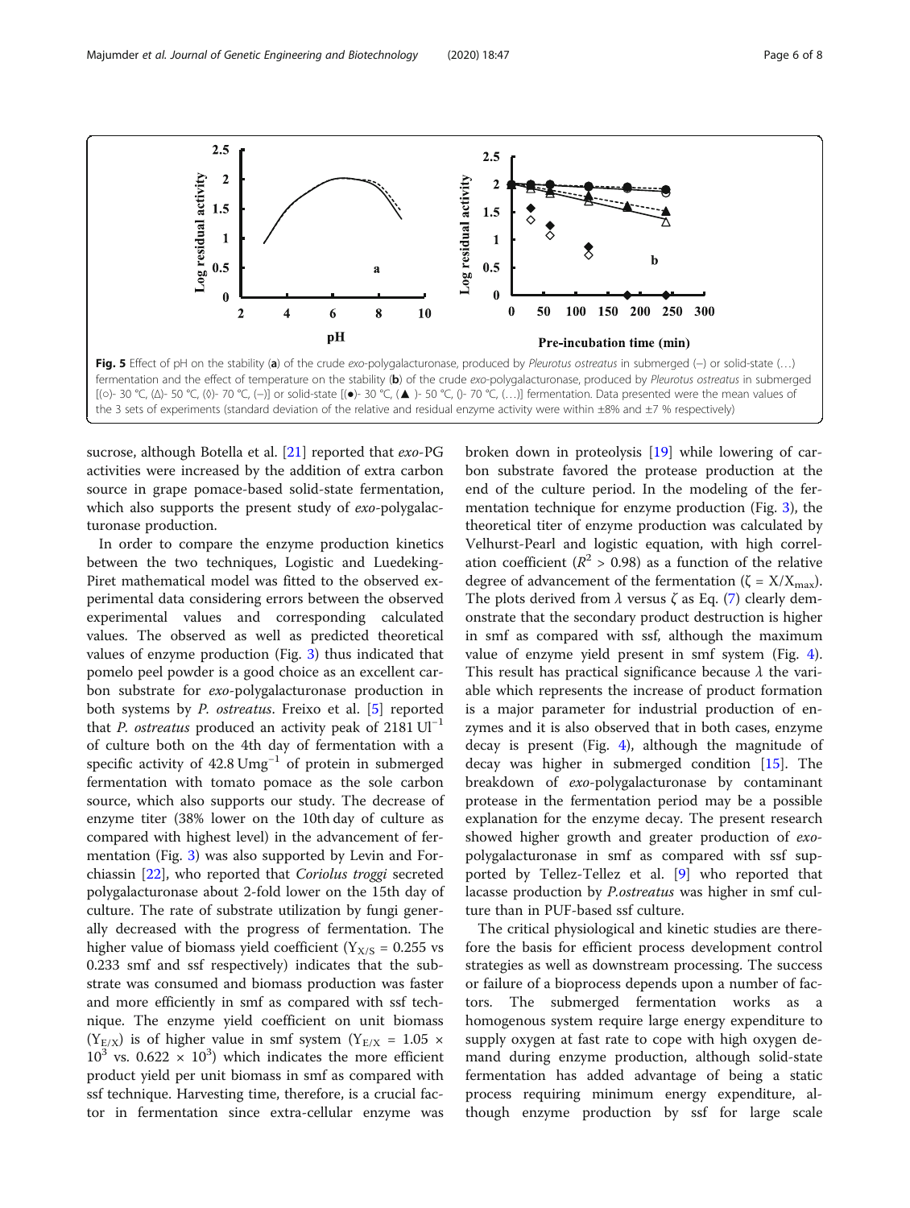Fig. 5 Effect of pH on the stability (**a**) of the crude *exo*-polygalacturonase, produced by *Pleurotus ostreatus* in submerged (–) or solid-state (…) fermentation and the effect of temperature on the stability (**b**) of the crude *exo*-polygalacturonase, produced by *Pleurotus ostreatus* in submerged [(○)- 30 °C, (Δ)- 50 °C, (◊)- 70 °C, (–)] or solid-state [(●)- 30 °C, (▲ )- 50 °C, ()- 70 °C, (…)] fermentation. Data presented were the mean values of the 3 sets of experiments (standard deviation of the relative and residual enzyme activity were within ±8% and ±7 % respectively)

sucrose, although Botella et al. [21] reported that *exo*-PG activities were increased by the addition of extra carbon source in grape pomace-based solid-state fermentation, which also supports the present study of *exo*-polygalacturonase production.

In order to compare the enzyme production kinetics between the two techniques, Logistic and Luedeking-Piret mathematical model was fitted to the observed experimental data considering errors between the observed experimental values and corresponding calculated values. The observed as well as predicted theoretical values of enzyme production (Fig. 3) thus indicated that pomelo peel powder is a good choice as an excellent carbon substrate for *exo*-polygalacturonase production in both systems by *P. ostreatus*. Freixo et al. [5] reported that *P. ostreatus* produced an activity peak of 2181 $Ul^{-1}$ of culture both on the 4th day of fermentation with a specific activity of 42.8 $Umg^{-1}$ of protein in submerged fermentation with tomato pomace as the sole carbon source, which also supports our study. The decrease of enzyme titer (38% lower on the 10th day of culture as compared with highest level) in the advancement of fermentation (Fig. 3) was also supported by Levin and Forchiassin [22], who reported that *Coriolus troggi* secreted polygalacturonase about 2-fold lower on the 15th day of culture. The rate of substrate utilization by fungi generally decreased with the progress of fermentation. The higher value of biomass yield coefficient ($Y_{X/S}$ = 0.255 vs 0.233 smf and ssf respectively) indicates that the substrate was consumed and biomass production was faster and more efficiently in smf as compared with ssf technique. The enzyme yield coefficient on unit biomass ($Y_{E/X}$) is of higher value in smf system ($Y_{E/X}$ = 1.05 × $10^3$ vs. 0.622 × $10^3$) which indicates the more efficient product yield per unit biomass in smf as compared with ssf technique. Harvesting time, therefore, is a crucial factor in fermentation since extra-cellular enzyme was broken down in proteolysis [19] while lowering of carbon substrate favored the protease production at the end of the culture period. In the modeling of the fermentation technique for enzyme production (Fig. 3), the theoretical titer of enzyme production was calculated by Velhurst-Pearl and logistic equation, with high correlation coefficient ($R^2$ > 0.98) as a function of the relative degree of advancement of the fermentation ($\zeta = X/X_{max}$). The plots derived from $\lambda$ versus $\zeta$ as Eq. (7) clearly demonstrate that the secondary product destruction is higher in smf as compared with ssf, although the maximum value of enzyme yield present in smf system (Fig. 4). This result has practical significance because $\lambda$ the variable which represents the increase of product formation is a major parameter for industrial production of enzymes and it is also observed that in both cases, enzyme decay is present (Fig. 4), although the magnitude of decay was higher in submerged condition [15]. The breakdown of *exo*-polygalacturonase by contaminant protease in the fermentation period may be a possible explanation for the enzyme decay. The present research showed higher growth and greater production of *exo*-polygalacturonase in smf as compared with ssf supported by Tellez-Tellez et al. [9] who reported that lacasse production by *P.ostreatus* was higher in smf culture than in PUF-based ssf culture.

The critical physiological and kinetic studies are therefore the basis for efficient process development control strategies as well as downstream processing. The success or failure of a bioprocess depends upon a number of factors. The submerged fermentation works as a homogenous system require large energy expenditure to supply oxygen at fast rate to cope with high oxygen demand during enzyme production, although solid-state fermentation has added advantage of being a static process requiring minimum energy expenditure, although enzyme production by ssf for large scale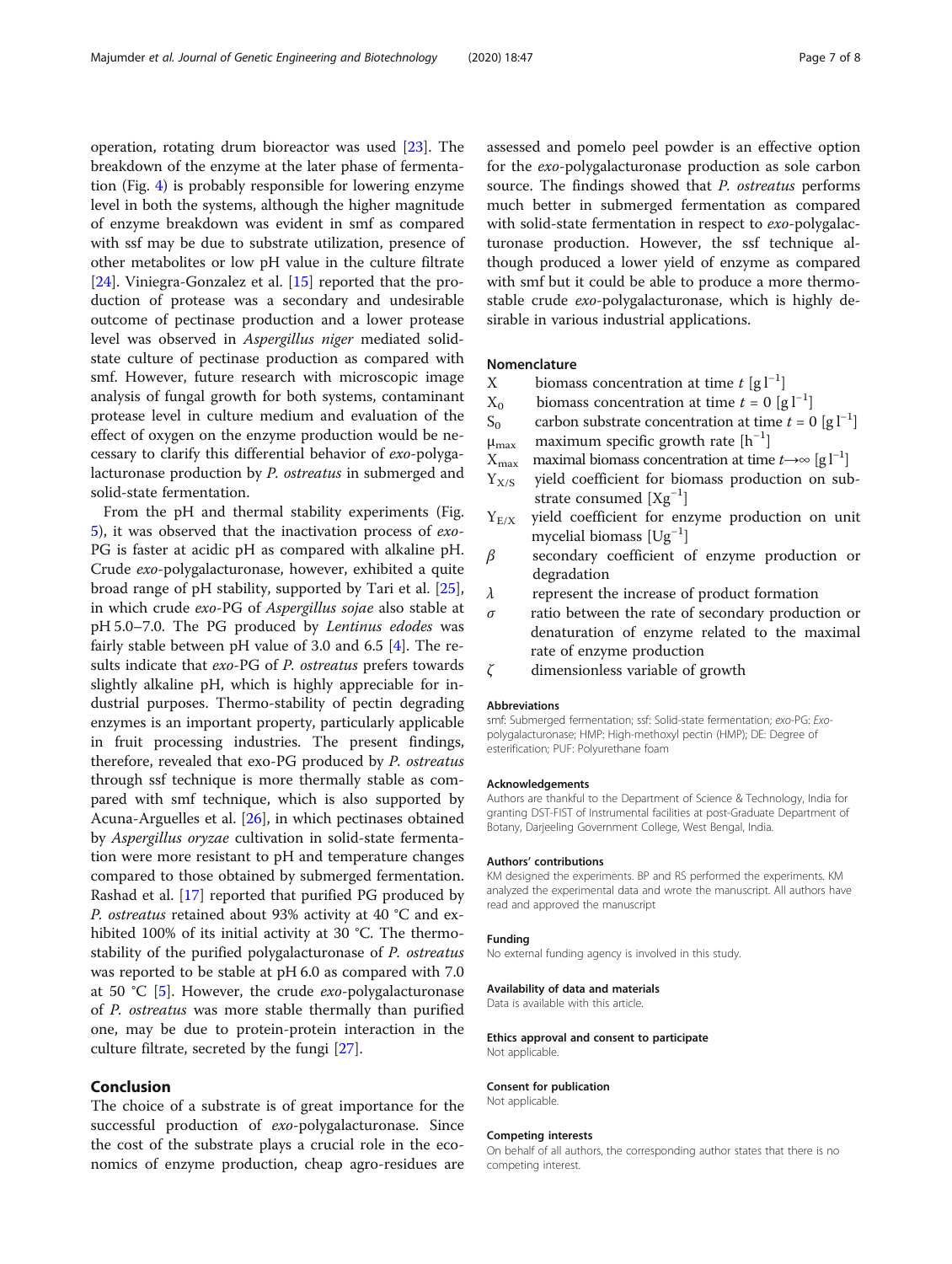operation, rotating drum bioreactor was used [23]. The breakdown of the enzyme at the later phase of fermentation (Fig. 4) is probably responsible for lowering enzyme level in both the systems, although the higher magnitude of enzyme breakdown was evident in smf as compared with ssf may be due to substrate utilization, presence of other metabolites or low pH value in the culture filtrate [24]. Viniegra-Gonzalez et al. [15] reported that the production of protease was a secondary and undesirable outcome of pectinase production and a lower protease level was observed in *Aspergillus niger* mediated solid-state culture of pectinase production as compared with smf. However, future research with microscopic image analysis of fungal growth for both systems, contaminant protease level in culture medium and evaluation of the effect of oxygen on the enzyme production would be necessary to clarify this differential behavior of *exo*-polygalacturonase production by *P. ostreatus* in submerged and solid-state fermentation.

From the pH and thermal stability experiments (Fig. 5), it was observed that the inactivation process of *exo*-PG is faster at acidic pH as compared with alkaline pH. Crude *exo*-polygalacturonase, however, exhibited a quite broad range of pH stability, supported by Tari et al. [25], in which crude *exo*-PG of *Aspergillus sojae* also stable at pH 5.0–7.0. The PG produced by *Lentinus edodes* was fairly stable between pH value of 3.0 and 6.5 [4]. The results indicate that *exo*-PG of *P. ostreatus* prefers towards slightly alkaline pH, which is highly appreciable for industrial purposes. Thermo-stability of pectin degrading enzymes is an important property, particularly applicable in fruit processing industries. The present findings, therefore, revealed that exo-PG produced by *P. ostreatus* through ssf technique is more thermally stable as compared with smf technique, which is also supported by Acuna-Arguelles et al. [26], in which pectinases obtained by *Aspergillus oryzae* cultivation in solid-state fermentation were more resistant to pH and temperature changes compared to those obtained by submerged fermentation. Rashad et al. [17] reported that purified PG produced by *P. ostreatus* retained about 93% activity at 40 °C and exhibited 100% of its initial activity at 30 °C. The thermostability of the purified polygalacturonase of *P. ostreatus* was reported to be stable at pH 6.0 as compared with 7.0 at 50 °C [5]. However, the crude *exo*-polygalacturonase of *P. ostreatus* was more stable thermally than purified one, may be due to protein-protein interaction in the culture filtrate, secreted by the fungi [27].

## Conclusion

The choice of a substrate is of great importance for the successful production of *exo*-polygalacturonase. Since the cost of the substrate plays a crucial role in the economics of enzyme production, cheap agro-residues are assessed and pomelo peel powder is an effective option for the *exo*-polygalacturonase production as sole carbon source. The findings showed that *P. ostreatus* performs much better in submerged fermentation as compared with solid-state fermentation in respect to *exo*-polygalacturonase production. However, the ssf technique although produced a lower yield of enzyme as compared with smf but it could be able to produce a more thermostable crude *exo*-polygalacturonase, which is highly desirable in various industrial applications.

## Nomenclature

- $X$ biomass concentration at time $t$ [$\mathrm{g\,l^{-1}}$]
- $X_0$ biomass concentration at time $t = 0$ [$\mathrm{g\,l^{-1}}$]
- $S_0$ carbon substrate concentration at time $t = 0$ [$\mathrm{g\,l^{-1}}$]
- $\mu_{max}$ maximum specific growth rate [$\mathrm{h^{-1}}$]
- $X_{max}$ maximal biomass concentration at time $t \to \infty$ [$\mathrm{g\,l^{-1}}$]
- $Y_{X/S}$ yield coefficient for biomass production on substrate consumed [$\mathrm{Xg^{-1}}$]
- $Y_{E/X}$ yield coefficient for enzyme production on unit mycelial biomass [$\mathrm{Ug^{-1}}$]
- $\beta$ secondary coefficient of enzyme production or degradation
- $\lambda$ represent the increase of product formation
- $\sigma$ ratio between the rate of secondary production or denaturation of enzyme related to the maximal rate of enzyme production
- $\zeta$ dimensionless variable of growth

### Abbreviations

smf: Submerged fermentation; ssf: Solid-state fermentation; *exo*-PG: *Exo*-polygalacturonase; HMP: High-methoxyl pectin (HMP); DE: Degree of esterification; PUF: Polyurethane foam

### Acknowledgements

Authors are thankful to the Department of Science & Technology, India for granting DST-FIST of Instrumental facilities at post-Graduate Department of Botany, Darjeeling Government College, West Bengal, India.

### Authors' contributions

KM designed the experiments. BP and RS performed the experiments. KM analyzed the experimental data and wrote the manuscript. All authors have read and approved the manuscript

### Funding

No external funding agency is involved in this study.

### Availability of data and materials

Data is available with this article.

### Ethics approval and consent to participate

Not applicable.

### Consent for publication

Not applicable.

### Competing interests

On behalf of all authors, the corresponding author states that there is no competing interest.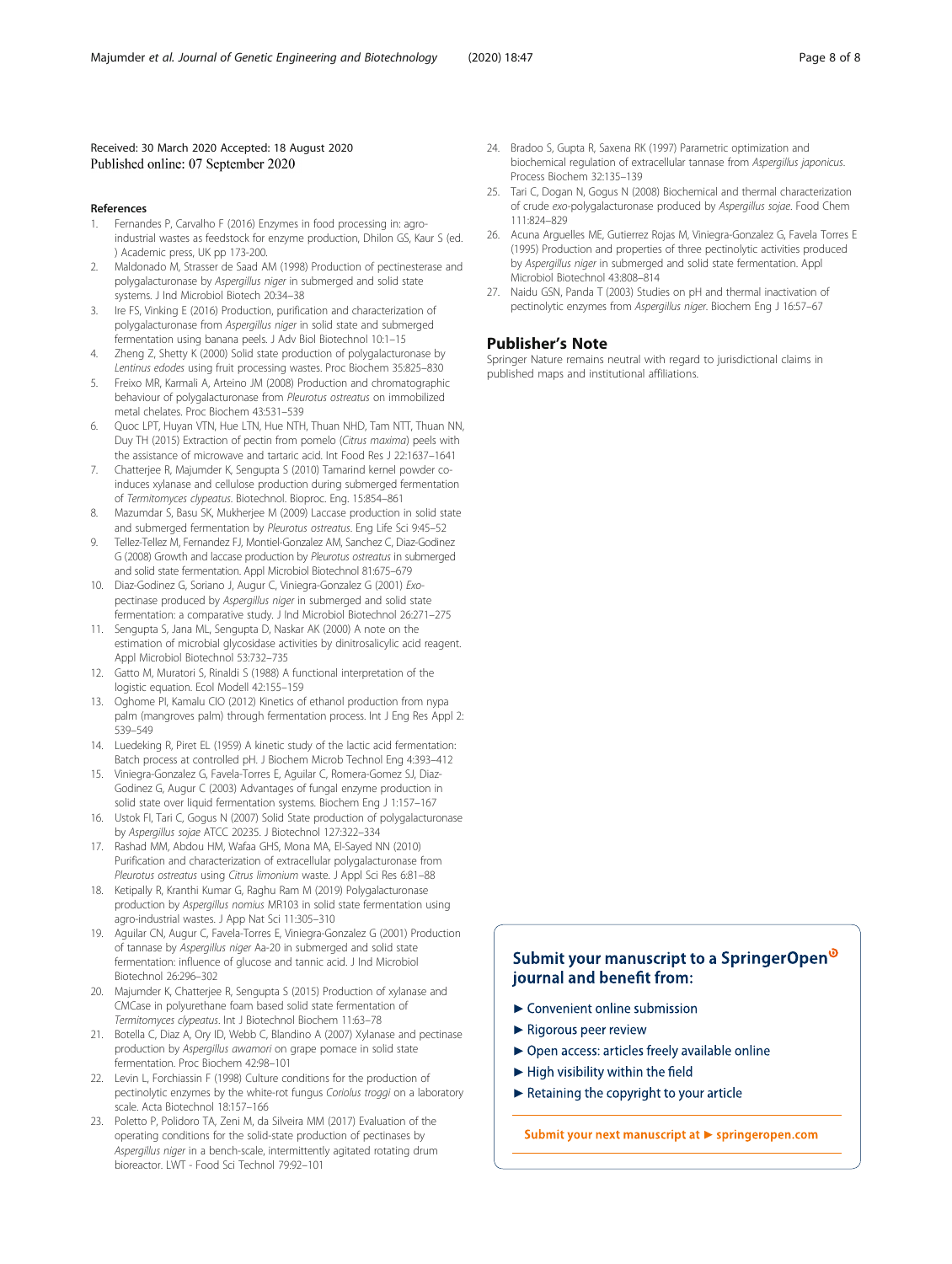Received: 30 March 2020 Accepted: 18 August 2020
Published online: 07 September 2020

#### References

1. Fernandes P, Carvalho F (2016) Enzymes in food processing in: agro-industrial wastes as feedstock for enzyme production, Dhilon GS, Kaur S (ed. ) Academic press, UK pp 173-200.
2. Maldonado M, Strasser de Saad AM (1998) Production of pectinesterase and polygalacturonase by *Aspergillus niger* in submerged and solid state systems. J Ind Microbiol Biotech 20:34–38
3. Ire FS, Vinking E (2016) Production, purification and characterization of polygalacturonase from *Aspergillus niger* in solid state and submerged fermentation using banana peels. J Adv Biol Biotechnol 10:1–15
4. Zheng Z, Shetty K (2000) Solid state production of polygalacturonase by *Lentinus edodes* using fruit processing wastes. Proc Biochem 35:825–830
5. Freixo MR, Karmali A, Arteino JM (2008) Production and chromatographic behaviour of polygalacturonase from *Pleurotus ostreatus* on immobilized metal chelates. Proc Biochem 43:531–539
6. Quoc LPT, Huyan VTN, Hue LTN, Hue NTH, Thuan NHD, Tam NTT, Thuan NN, Duy TH (2015) Extraction of pectin from pomelo (*Citrus maxima*) peels with the assistance of microwave and tartaric acid. Int Food Res J 22:1637–1641
7. Chatterjee R, Majumder K, Sengupta S (2010) Tamarind kernel powder co-induces xylanase and cellulose production during submerged fermentation of *Termitomyces clypeatus*. Biotechnol. Bioproc. Eng. 15:854–861
8. Mazumdar S, Basu SK, Mukherjee M (2009) Laccase production in solid state and submerged fermentation by *Pleurotus ostreatus*. Eng Life Sci 9:45–52
9. Tellez-Tellez M, Fernandez FJ, Montiel-Gonzalez AM, Sanchez C, Diaz-Godinez G (2008) Growth and laccase production by *Pleurotus ostreatus* in submerged and solid state fermentation. Appl Microbiol Biotechnol 81:675–679
10. Diaz-Godinez G, Soriano J, Augur C, Viniegra-Gonzalez G (2001) *Exo*-pectinase produced by *Aspergillus niger* in submerged and solid state fermentation: a comparative study. J Ind Microbiol Biotechnol 26:271–275
11. Sengupta S, Jana ML, Sengupta D, Naskar AK (2000) A note on the estimation of microbial glycosidase activities by dinitrosalicylic acid reagent. Appl Microbiol Biotechnol 53:732–735
12. Gatto M, Muratori S, Rinaldi S (1988) A functional interpretation of the logistic equation. Ecol Modell 42:155–159
13. Oghome PI, Kamalu CIO (2012) Kinetics of ethanol production from nypa palm (mangroves palm) through fermentation process. Int J Eng Res Appl 2: 539–549
14. Luedeking R, Piret EL (1959) A kinetic study of the lactic acid fermentation: Batch process at controlled pH. J Biochem Microb Technol Eng 4:393–412
15. Viniegra-Gonzalez G, Favela-Torres E, Aguilar C, Romera-Gomez SJ, Diaz-Godinez G, Augur C (2003) Advantages of fungal enzyme production in solid state over liquid fermentation systems. Biochem Eng J 1:157–167
16. Ustok FI, Tari C, Gogus N (2007) Solid State production of polygalacturonase by *Aspergillus sojae* ATCC 20235. J Biotechnol 127:322–334
17. Rashad MM, Abdou HM, Wafaa GHS, Mona MA, El-Sayed NN (2010) Purification and characterization of extracellular polygalacturonase from *Pleurotus ostreatus* using *Citrus limonium* waste. J Appl Sci Res 6:81–88
18. Ketipally R, Kranthi Kumar G, Raghu Ram M (2019) Polygalacturonase production by *Aspergillus nomius* MR103 in solid state fermentation using agro-industrial wastes. J App Nat Sci 11:305–310
19. Aguilar CN, Augur C, Favela-Torres E, Viniegra-Gonzalez G (2001) Production of tannase by *Aspergillus niger* Aa-20 in submerged and solid state fermentation: influence of glucose and tannic acid. J Ind Microbiol Biotechnol 26:296–302
20. Majumder K, Chatterjee R, Sengupta S (2015) Production of xylanase and CMCase in polyurethane foam based solid state fermentation of *Termitomyces clypeatus*. Int J Biotechnol Biochem 11:63–78
21. Botella C, Diaz A, Ory ID, Webb C, Blandino A (2007) Xylanase and pectinase production by *Aspergillus awamori* on grape pomace in solid state fermentation. Proc Biochem 42:98–101
22. Levin L, Forchiassin F (1998) Culture conditions for the production of pectinolytic enzymes by the white-rot fungus *Coriolus troggi* on a laboratory scale. Acta Biotechnol 18:157–166
23. Poletto P, Polidoro TA, Zeni M, da Silveira MM (2017) Evaluation of the operating conditions for the solid-state production of pectinases by *Aspergillus niger* in a bench-scale, intermittently agitated rotating drum bioreactor. LWT - Food Sci Technol 79:92–101
24. Bradoo S, Gupta R, Saxena RK (1997) Parametric optimization and biochemical regulation of extracellular tannase from *Aspergillus japonicus*. Process Biochem 32:135–139
25. Tari C, Dogan N, Gogus N (2008) Biochemical and thermal characterization of crude *exo*-polygalacturonase produced by *Aspergillus sojae*. Food Chem 111:824–829
26. Acuna Arguelles ME, Gutierrez Rojas M, Viniegra-Gonzalez G, Favela Torres E (1995) Production and properties of three pectinolytic activities produced by *Aspergillus niger* in submerged and solid state fermentation. Appl Microbiol Biotechnol 43:808–814
27. Naidu GSN, Panda T (2003) Studies on pH and thermal inactivation of pectinolytic enzymes from *Aspergillus niger*. Biochem Eng J 16:57–67

## Publisher's Note

Springer Nature remains neutral with regard to jurisdictional claims in published maps and institutional affiliations.

**Submit your manuscript to a SpringerOpen journal and benefit from:**

- ► Convenient online submission
- ► Rigorous peer review
- ► Open access: articles freely available online
- ► High visibility within the field
- ► Retaining the copyright to your article

Submit your next manuscript at ► springeropen.com